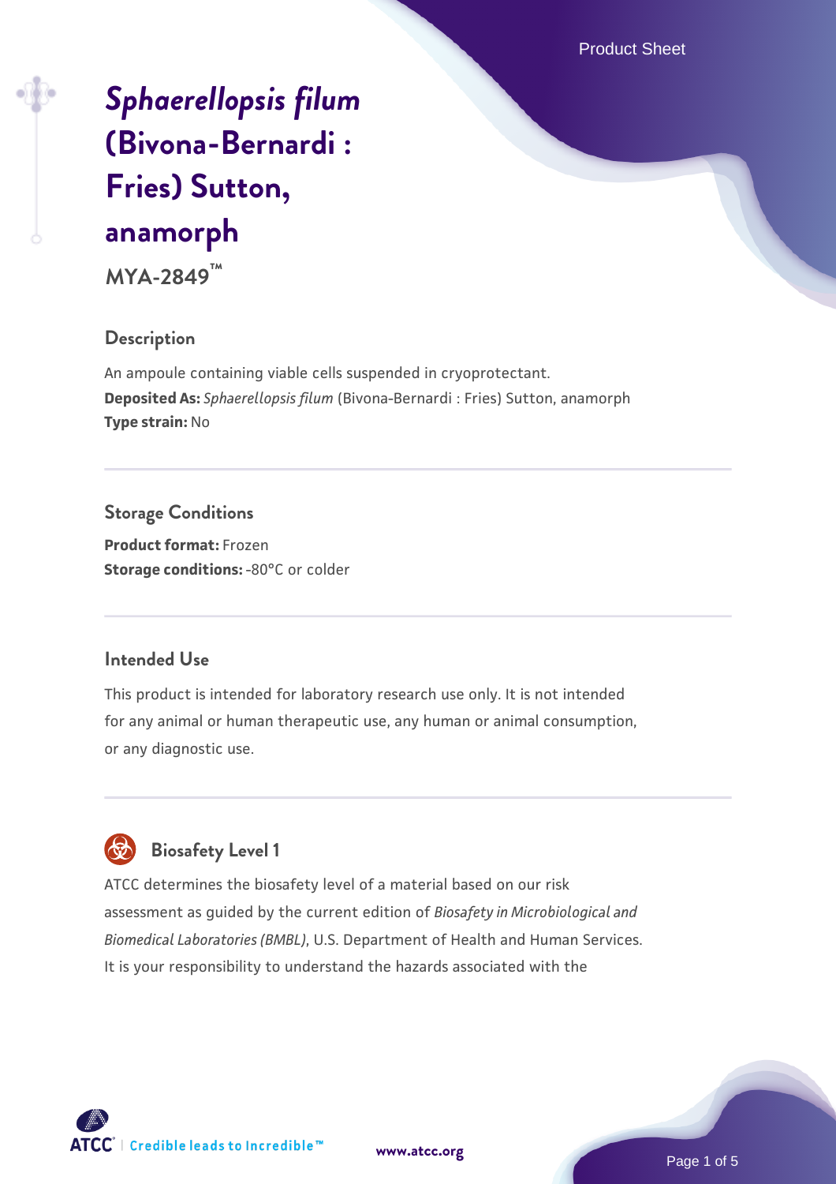# *Sphaerellopsis filum* (Bivona-Bernardi : Fries) Sutton, anamorph

**MYA-2849™**

## Description

An ampoule containing viable cells suspended in cryoprotectant.
**Deposited As:** *Sphaerellopsis filum* (Bivona-Bernardi : Fries) Sutton, anamorph
**Type strain:** No

## Storage Conditions

**Product format:** Frozen
**Storage conditions:** -80°C or colder

## Intended Use

This product is intended for laboratory research use only. It is not intended for any animal or human therapeutic use, any human or animal consumption, or any diagnostic use.

## Biosafety Level 1

ATCC determines the biosafety level of a material based on our risk assessment as guided by the current edition of *Biosafety in Microbiological and Biomedical Laboratories (BMBL)*, U.S. Department of Health and Human Services. It is your responsibility to understand the hazards associated with the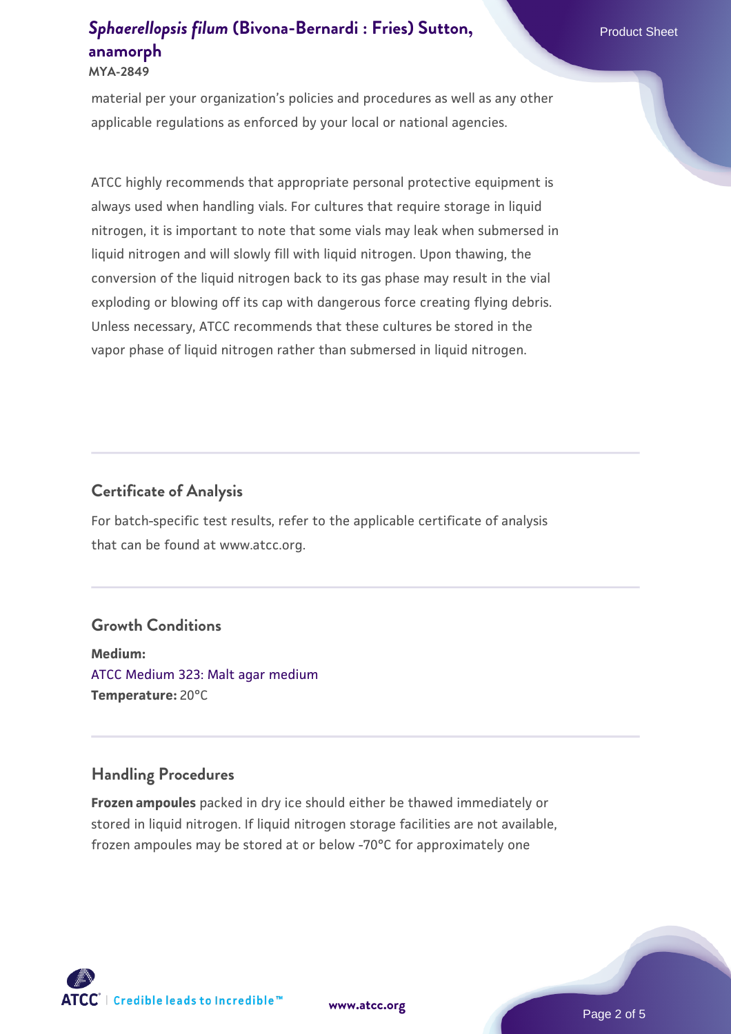material per your organization's policies and procedures as well as any other applicable regulations as enforced by your local or national agencies.

ATCC highly recommends that appropriate personal protective equipment is always used when handling vials. For cultures that require storage in liquid nitrogen, it is important to note that some vials may leak when submersed in liquid nitrogen and will slowly fill with liquid nitrogen. Upon thawing, the conversion of the liquid nitrogen back to its gas phase may result in the vial exploding or blowing off its cap with dangerous force creating flying debris. Unless necessary, ATCC recommends that these cultures be stored in the vapor phase of liquid nitrogen rather than submersed in liquid nitrogen.

## Certificate of Analysis

For batch-specific test results, refer to the applicable certificate of analysis that can be found at www.atcc.org.

## Growth Conditions

**Medium:**
ATCC Medium 323: Malt agar medium
**Temperature:** 20°C

## Handling Procedures

**Frozen ampoules** packed in dry ice should either be thawed immediately or stored in liquid nitrogen. If liquid nitrogen storage facilities are not available, frozen ampoules may be stored at or below -70°C for approximately one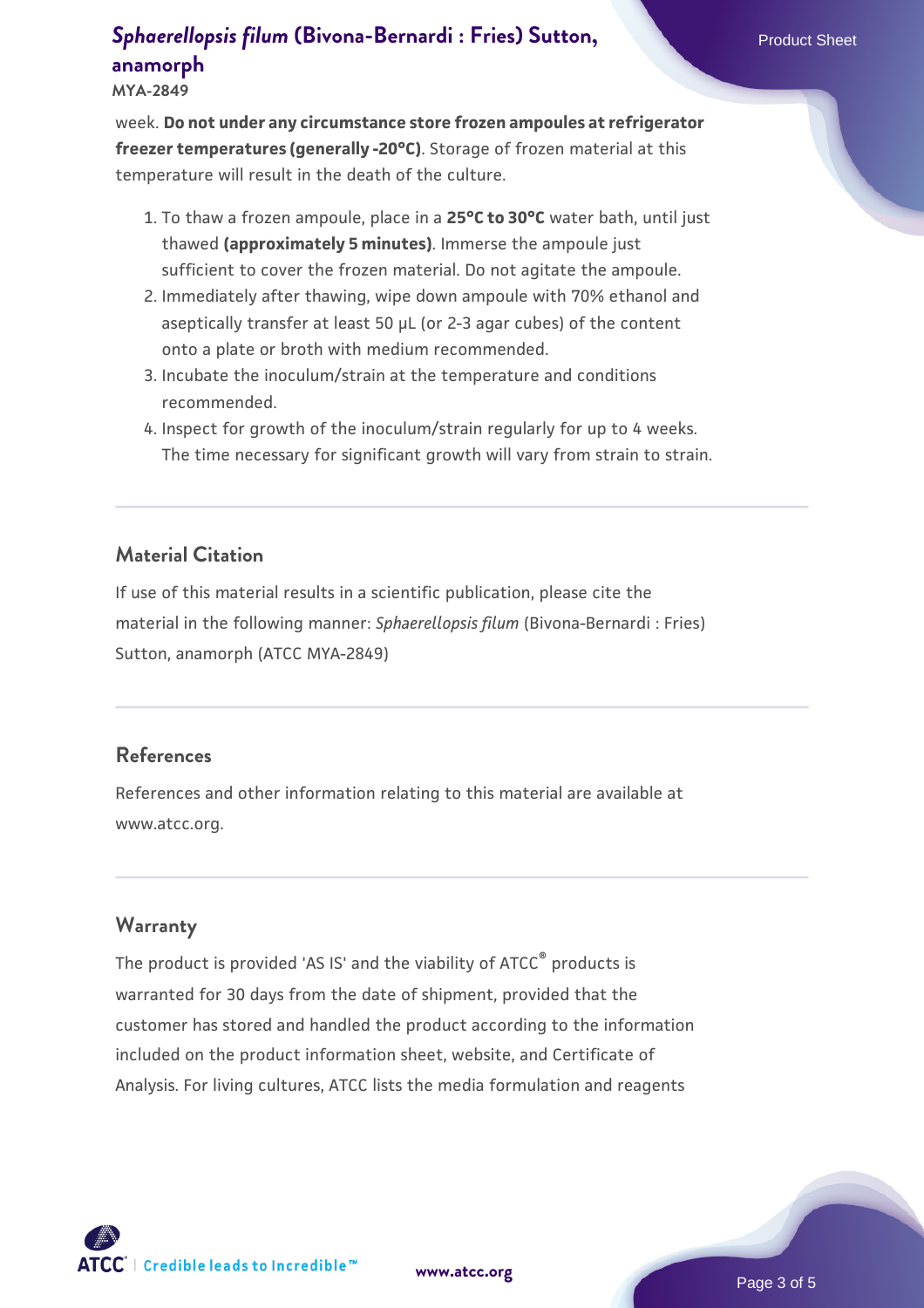week. **Do not under any circumstance store frozen ampoules at refrigerator freezer temperatures (generally -20°C)**. Storage of frozen material at this temperature will result in the death of the culture.

1. To thaw a frozen ampoule, place in a **25°C to 30°C** water bath, until just thawed **(approximately 5 minutes)**. Immerse the ampoule just sufficient to cover the frozen material. Do not agitate the ampoule.
2. Immediately after thawing, wipe down ampoule with 70% ethanol and aseptically transfer at least 50 µL (or 2-3 agar cubes) of the content onto a plate or broth with medium recommended.
3. Incubate the inoculum/strain at the temperature and conditions recommended.
4. Inspect for growth of the inoculum/strain regularly for up to 4 weeks. The time necessary for significant growth will vary from strain to strain.

## Material Citation

If use of this material results in a scientific publication, please cite the material in the following manner: *Sphaerellopsis filum* (Bivona-Bernardi : Fries) Sutton, anamorph (ATCC MYA-2849)

## References

References and other information relating to this material are available at www.atcc.org.

## Warranty

The product is provided 'AS IS' and the viability of ATCC® products is warranted for 30 days from the date of shipment, provided that the customer has stored and handled the product according to the information included on the product information sheet, website, and Certificate of Analysis. For living cultures, ATCC lists the media formulation and reagents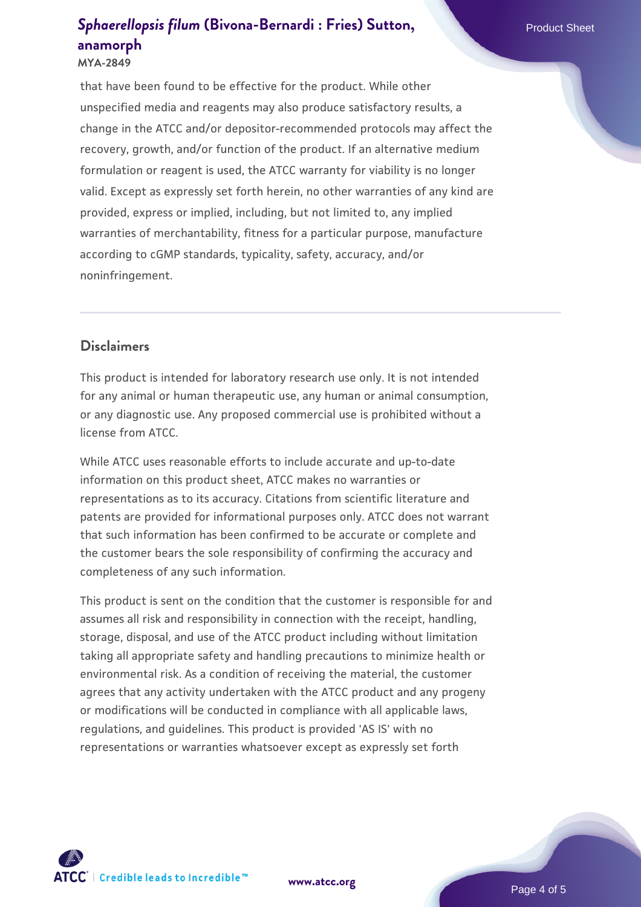that have been found to be effective for the product. While other unspecified media and reagents may also produce satisfactory results, a change in the ATCC and/or depositor-recommended protocols may affect the recovery, growth, and/or function of the product. If an alternative medium formulation or reagent is used, the ATCC warranty for viability is no longer valid. Except as expressly set forth herein, no other warranties of any kind are provided, express or implied, including, but not limited to, any implied warranties of merchantability, fitness for a particular purpose, manufacture according to cGMP standards, typicality, safety, accuracy, and/or noninfringement.

## Disclaimers

This product is intended for laboratory research use only. It is not intended for any animal or human therapeutic use, any human or animal consumption, or any diagnostic use. Any proposed commercial use is prohibited without a license from ATCC.

While ATCC uses reasonable efforts to include accurate and up-to-date information on this product sheet, ATCC makes no warranties or representations as to its accuracy. Citations from scientific literature and patents are provided for informational purposes only. ATCC does not warrant that such information has been confirmed to be accurate or complete and the customer bears the sole responsibility of confirming the accuracy and completeness of any such information.

This product is sent on the condition that the customer is responsible for and assumes all risk and responsibility in connection with the receipt, handling, storage, disposal, and use of the ATCC product including without limitation taking all appropriate safety and handling precautions to minimize health or environmental risk. As a condition of receiving the material, the customer agrees that any activity undertaken with the ATCC product and any progeny or modifications will be conducted in compliance with all applicable laws, regulations, and guidelines. This product is provided 'AS IS' with no representations or warranties whatsoever except as expressly set forth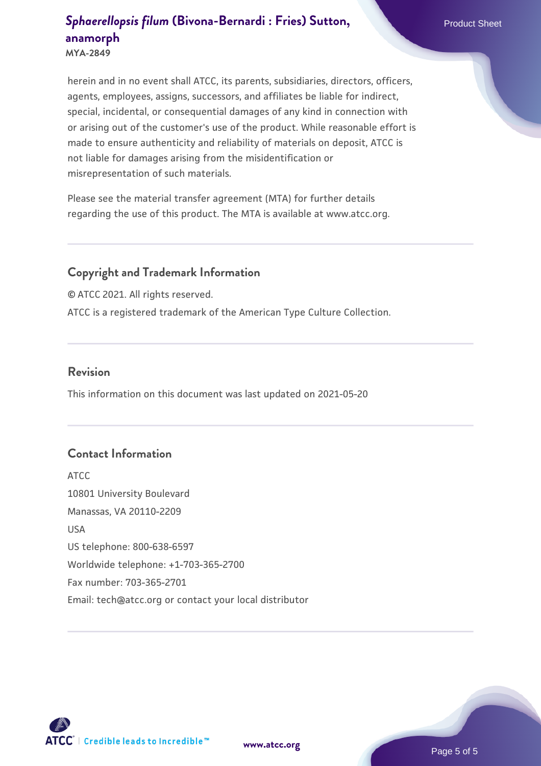herein and in no event shall ATCC, its parents, subsidiaries, directors, officers, agents, employees, assigns, successors, and affiliates be liable for indirect, special, incidental, or consequential damages of any kind in connection with or arising out of the customer's use of the product. While reasonable effort is made to ensure authenticity and reliability of materials on deposit, ATCC is not liable for damages arising from the misidentification or misrepresentation of such materials.

Please see the material transfer agreement (MTA) for further details regarding the use of this product. The MTA is available at www.atcc.org.

## Copyright and Trademark Information

© ATCC 2021. All rights reserved.

ATCC is a registered trademark of the American Type Culture Collection.

## Revision

This information on this document was last updated on 2021-05-20

## Contact Information

ATCC
10801 University Boulevard
Manassas, VA 20110-2209
USA
US telephone: 800-638-6597
Worldwide telephone: +1-703-365-2700
Fax number: 703-365-2701
Email: tech@atcc.org or contact your local distributor